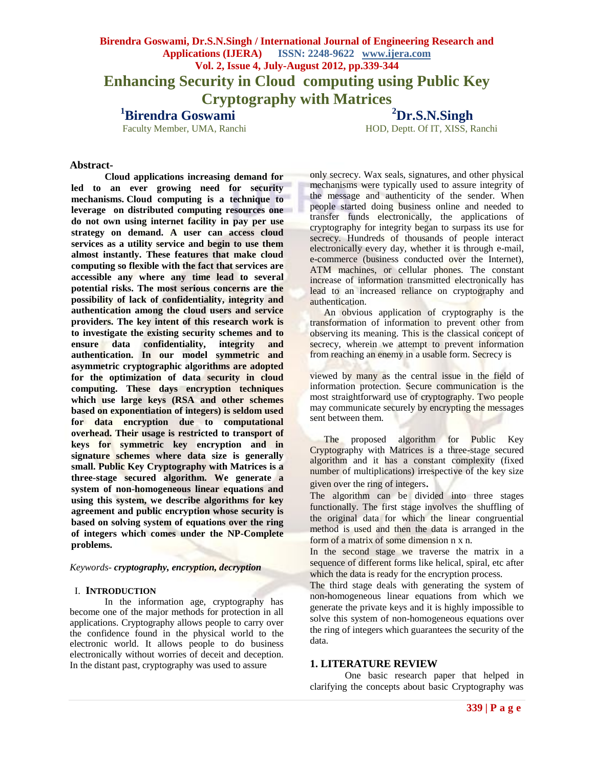# Enhancing Security in Cloud computing using Public Key Cryptography with Matrices

**[1]Birendra Goswami**
Faculty Member, UMA, Ranchi

**[2]Dr.S.N.Singh**
HOD, Deptt. Of IT, XISS, Ranchi

**Abstract-**

**Cloud applications increasing demand for led to an ever growing need for security mechanisms. Cloud computing is a technique to leverage on distributed computing resources one do not own using internet facility in pay per use strategy on demand. A user can access cloud services as a utility service and begin to use them almost instantly. These features that make cloud computing so flexible with the fact that services are accessible any where any time lead to several potential risks. The most serious concerns are the possibility of lack of confidentiality, integrity and authentication among the cloud users and service providers. The key intent of this research work is to investigate the existing security schemes and to ensure data confidentiality, integrity and authentication. In our model symmetric and asymmetric cryptographic algorithms are adopted for the optimization of data security in cloud computing. These days encryption techniques which use large keys (RSA and other schemes based on exponentiation of integers) is seldom used for data encryption due to computational overhead. Their usage is restricted to transport of keys for symmetric key encryption and in signature schemes where data size is generally small. Public Key Cryptography with Matrices is a three-stage secured algorithm. We generate a system of non-homogeneous linear equations and using this system, we describe algorithms for key agreement and public encryption whose security is based on solving system of equations over the ring of integers which comes under the NP-Complete problems.**

*Keywords- **cryptography, encryption, decryption***

## I. INTRODUCTION

In the information age, cryptography has become one of the major methods for protection in all applications. Cryptography allows people to carry over the confidence found in the physical world to the electronic world. It allows people to do business electronically without worries of deceit and deception. In the distant past, cryptography was used to assure only secrecy. Wax seals, signatures, and other physical mechanisms were typically used to assure integrity of the message and authenticity of the sender. When people started doing business online and needed to transfer funds electronically, the applications of cryptography for integrity began to surpass its use for secrecy. Hundreds of thousands of people interact electronically every day, whether it is through e-mail, e-commerce (business conducted over the Internet), ATM machines, or cellular phones. The constant increase of information transmitted electronically has lead to an increased reliance on cryptography and authentication.

An obvious application of cryptography is the transformation of information to prevent other from observing its meaning. This is the classical concept of secrecy, wherein we attempt to prevent information from reaching an enemy in a usable form. Secrecy is viewed by many as the central issue in the field of information protection. Secure communication is the most straightforward use of cryptography. Two people may communicate securely by encrypting the messages sent between them.

The proposed algorithm for Public Key Cryptography with Matrices is a three-stage secured algorithm and it has a constant complexity (fixed number of multiplications) irrespective of the key size given over the ring of integers.

The algorithm can be divided into three stages functionally. The first stage involves the shuffling of the original data for which the linear congruential method is used and then the data is arranged in the form of a matrix of some dimension n x n.

In the second stage we traverse the matrix in a sequence of different forms like helical, spiral, etc after which the data is ready for the encryption process.

The third stage deals with generating the system of non-homogeneous linear equations from which we generate the private keys and it is highly impossible to solve this system of non-homogeneous equations over the ring of integers which guarantees the security of the data.

## 1. LITERATURE REVIEW

One basic research paper that helped in clarifying the concepts about basic Cryptography was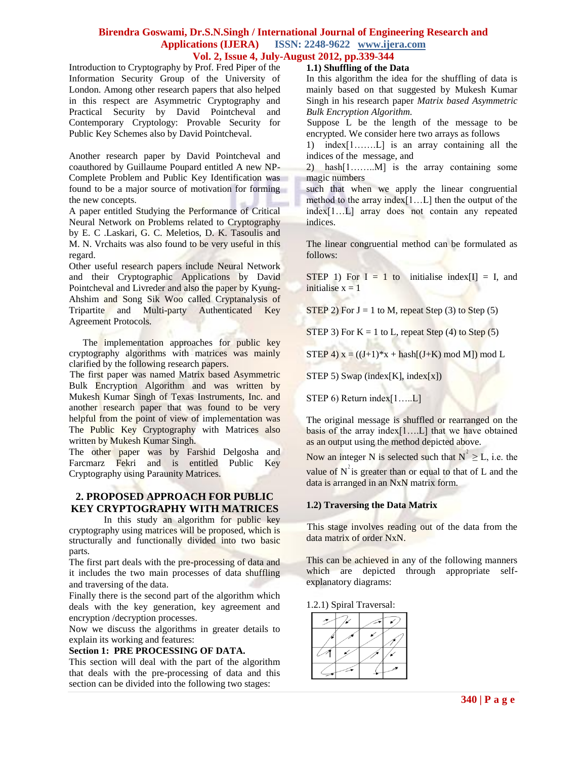Introduction to Cryptography by Prof. Fred Piper of the Information Security Group of the University of London. Among other research papers that also helped in this respect are Asymmetric Cryptography and Practical Security by David Pointcheval and Contemporary Cryptology: Provable Security for Public Key Schemes also by David Pointcheval.

Another research paper by David Pointcheval and coauthored by Guillaume Poupard entitled A new NP-Complete Problem and Public Key Identification was found to be a major source of motivation for forming the new concepts.

A paper entitled Studying the Performance of Critical Neural Network on Problems related to Cryptography by E. C .Laskari, G. C. Meletios, D. K. Tasoulis and M. N. Vrchaits was also found to be very useful in this regard.

Other useful research papers include Neural Network and their Cryptographic Applications by David Pointcheval and Livreder and also the paper by Kyung-Ahshim and Song Sik Woo called Cryptanalysis of Tripartite and Multi-party Authenticated Key Agreement Protocols.

The implementation approaches for public key cryptography algorithms with matrices was mainly clarified by the following research papers.

The first paper was named Matrix based Asymmetric Bulk Encryption Algorithm and was written by Mukesh Kumar Singh of Texas Instruments, Inc. and another research paper that was found to be very helpful from the point of view of implementation was The Public Key Cryptography with Matrices also written by Mukesh Kumar Singh.

The other paper was by Farshid Delgosha and Farcmarz Fekri and is entitled Public Key Cryptography using Paraunity Matrices.

## 2. PROPOSED APPROACH FOR PUBLIC KEY CRYPTOGRAPHY WITH MATRICES

In this study an algorithm for public key cryptography using matrices will be proposed, which is structurally and functionally divided into two basic parts.

The first part deals with the pre-processing of data and it includes the two main processes of data shuffling and traversing of the data.

Finally there is the second part of the algorithm which deals with the key generation, key agreement and encryption /decryption processes.

Now we discuss the algorithms in greater details to explain its working and features:

**Section 1: PRE PROCESSING OF DATA.**

This section will deal with the part of the algorithm that deals with the pre-processing of data and this section can be divided into the following two stages:

### 1.1) Shuffling of the Data

In this algorithm the idea for the shuffling of data is mainly based on that suggested by Mukesh Kumar Singh in his research paper *Matrix based Asymmetric Bulk Encryption Algorithm.*

Suppose L be the length of the message to be encrypted. We consider here two arrays as follows

1) index[1…….L] is an array containing all the indices of the message, and

2) hash[1……..M] is the array containing some magic numbers

such that when we apply the linear congruential method to the array index[1…L] then the output of the index[1…L] array does not contain any repeated indices.

The linear congruential method can be formulated as follows:

STEP 1) For I = 1 to initialise index[I] = I, and initialise x = 1

STEP 2) For J = 1 to M, repeat Step (3) to Step (5)

STEP 3) For K = 1 to L, repeat Step (4) to Step (5)

STEP 4) x = ((J+1)*x + hash[(J+K) mod M]) mod L

STEP 5) Swap (index[K], index[x])

STEP 6) Return index[1…..L]

The original message is shuffled or rearranged on the basis of the array index[1….L] that we have obtained as an output using the method depicted above.

Now an integer N is selected such that $N^2 \geq L$, i.e. the value of $N^2$ is greater than or equal to that of L and the data is arranged in an NxN matrix form.

### 1.2) Traversing the Data Matrix

This stage involves reading out of the data from the data matrix of order NxN.

This can be achieved in any of the following manners which are depicted through appropriate self-explanatory diagrams:

1.2.1) Spiral Traversal: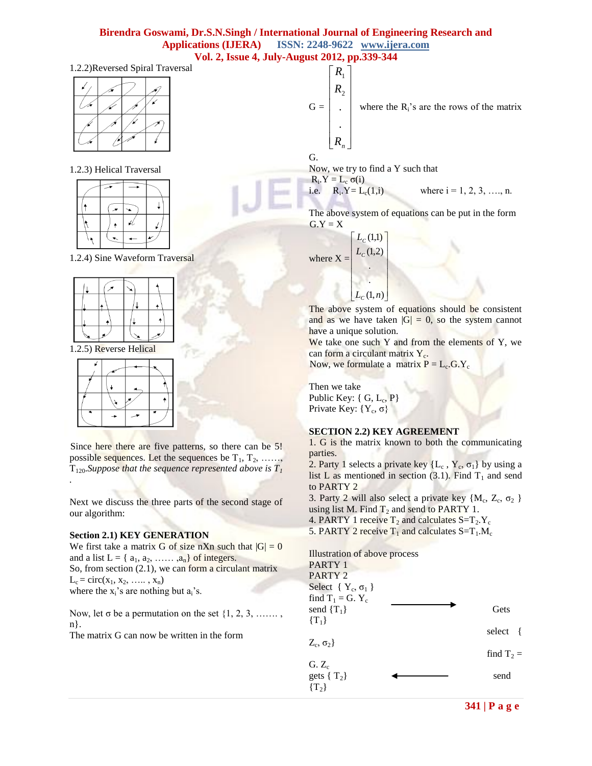1.2.2)Reversed Spiral Traversal

1.2.3) Helical Traversal

1.2.4) Sine Waveform Traversal

1.2.5) Reverse Helical

Since here there are five patterns, so there can be 5! possible sequences. Let the sequences be $T_1$, $T_2$, ……, $T_{120}$.*Suppose that the sequence represented above is $T_1$*
.

Next we discuss the three parts of the second stage of our algorithm:

**Section 2.1) KEY GENERATION**

We first take a matrix G of size nXn such that $|G| = 0$ and a list L = { $a_1$, $a_2$, …… ,$a_n$} of integers.
So, from section (2.1), we can form a circulant matrix $L_c = \text{circ}(x_1, x_2, \ldots, x_n)$
where the $x_i$'s are nothing but $a_i$'s.

Now, let σ be a permutation on the set {1, 2, 3, ……. , n}.
The matrix G can now be written in the form

$$G = \begin{bmatrix} R_1 \\ R_2 \\ . \\ . \\ R_n \end{bmatrix}$$ where the $R_i$'s are the rows of the matrix G.

Now, we try to find a Y such that
$R_i.Y = L_c\ \sigma(i)$
i.e. $R_i.Y = L_c(1,i)$ where i = 1, 2, 3, …., n.

The above system of equations can be put in the form
G.Y = X

where $X = \begin{bmatrix} L_C(1,1) \\ L_C(1,2) \\ . \\ . \\ L_C(1,n) \end{bmatrix}$

The above system of equations should be consistent and as we have taken $|G| = 0$, so the system cannot have a unique solution.
We take one such Y and from the elements of Y, we can form a circulant matrix $Y_c$.
Now, we formulate a matrix $P = L_c.G.Y_c$

Then we take
Public Key: { G, $L_c$, P}
Private Key: {$Y_c$, σ}

**SECTION 2.2) KEY AGREEMENT**

1. G is the matrix known to both the communicating parties.
2. Party 1 selects a private key {$L_c$ , $Y_c$, $\sigma_1$} by using a list L as mentioned in section (3.1). Find $T_1$ and send to PARTY 2
3. Party 2 will also select a private key {$M_c$, $Z_c$, $\sigma_2$ } using list M. Find $T_2$ and send to PARTY 1.
4. PARTY 1 receive $T_2$ and calculates $S=T_2.Y_c$
5. PARTY 2 receive $T_1$ and calculates $S=T_1.M_c$

Illustration of above process

| PARTY 1 | | PARTY 2 |
|---|---|---|
| Select { $Y_c$, $\sigma_1$ } | | |
| find $T_1 = G.\ Y_c$ | | |
| send {$T_1$} | ⟶ | Gets {$T_1$} |
| | | select { $Z_c$, $\sigma_2$} |
| | | find $T_2 = G.\ Z_c$ |
| gets { $T_2$} | ⟵ | send {$T_2$} |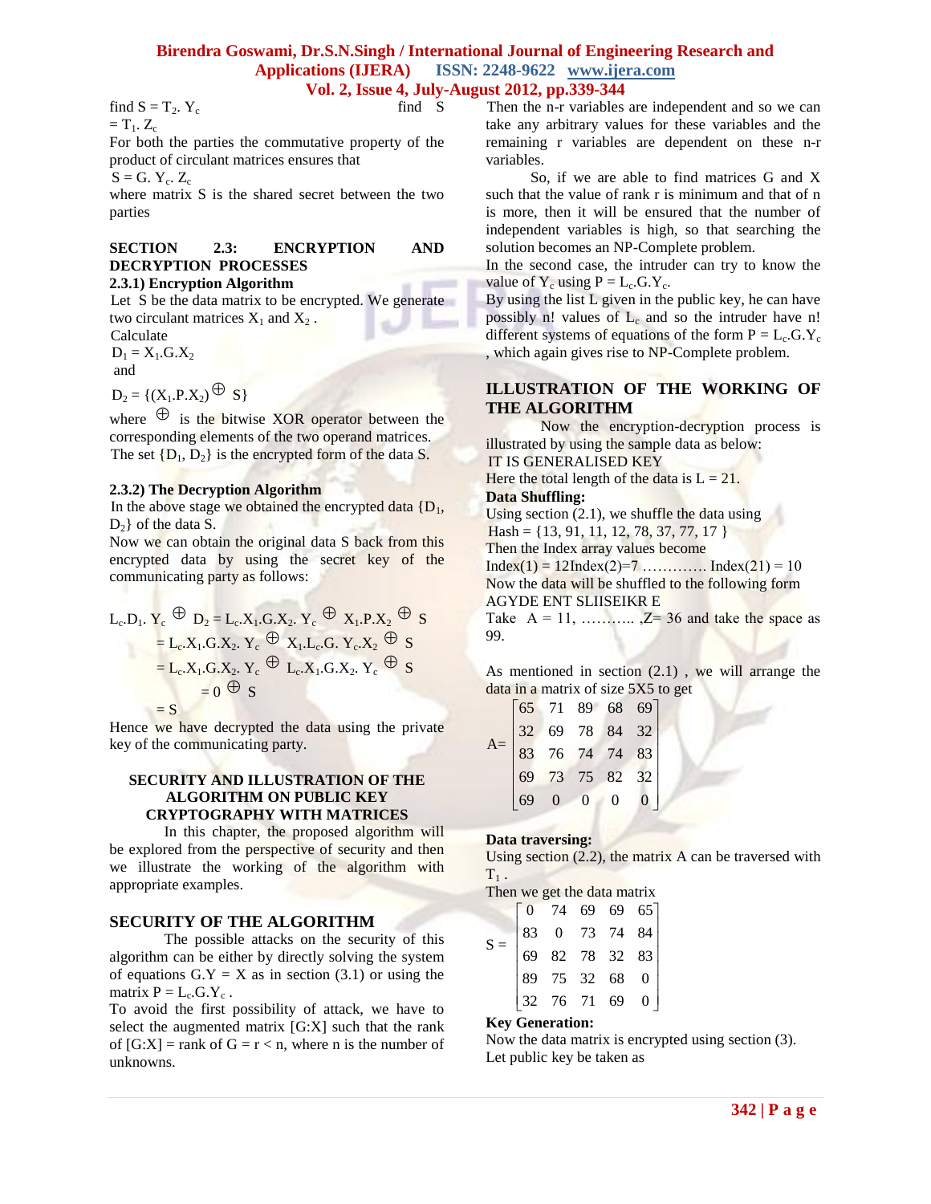find $S = T_2 . Y_c$ find S $= T_1 . Z_c$

For both the parties the commutative property of the product of circulant matrices ensures that

$S = G. Y_c. Z_c$

where matrix S is the shared secret between the two parties

### SECTION 2.3: ENCRYPTION AND DECRYPTION PROCESSES

**2.3.1) Encryption Algorithm**

Let S be the data matrix to be encrypted. We generate two circulant matrices $X_1$ and $X_2$ .

Calculate

$D_1 = X_1.G.X_2$

and

$D_2 = \{(X_1.P.X_2) \oplus S\}$

where $\oplus$ is the bitwise XOR operator between the corresponding elements of the two operand matrices.

The set $\{D_1, D_2\}$ is the encrypted form of the data S.

**2.3.2) The Decryption Algorithm**

In the above stage we obtained the encrypted data $\{D_1, D_2\}$ of the data S.

Now we can obtain the original data S back from this encrypted data by using the secret key of the communicating party as follows:

$$
\begin{aligned}
L_c.D_1.\, Y_c \oplus D_2 &= L_c.X_1.G.X_2.\, Y_c \oplus X_1.P.X_2 \oplus S \\
&= L_c.X_1.G.X_2.\, Y_c \oplus X_1.L_c.G.\, Y_c.X_2 \oplus S \\
&= L_c.X_1.G.X_2.\, Y_c \oplus L_c.X_1.G.X_2.\, Y_c \oplus S \\
&= 0 \oplus S \\
&= S
\end{aligned}
$$

Hence we have decrypted the data using the private key of the communicating party.

## SECURITY AND ILLUSTRATION OF THE ALGORITHM ON PUBLIC KEY CRYPTOGRAPHY WITH MATRICES

In this chapter, the proposed algorithm will be explored from the perspective of security and then we illustrate the working of the algorithm with appropriate examples.

## SECURITY OF THE ALGORITHM

The possible attacks on the security of this algorithm can be either by directly solving the system of equations G.Y = X as in section (3.1) or using the matrix $P = L_c.G.Y_c$ .

To avoid the first possibility of attack, we have to select the augmented matrix [G:X] such that the rank of [G:X] = rank of G = r < n, where n is the number of unknowns. Then the n-r variables are independent and so we can take any arbitrary values for these variables and the remaining r variables are dependent on these n-r variables.

So, if we are able to find matrices G and X such that the value of rank r is minimum and that of n is more, then it will be ensured that the number of independent variables is high, so that searching the solution becomes an NP-Complete problem.

In the second case, the intruder can try to know the value of $Y_c$ using $P = L_c.G.Y_c$.

By using the list L given in the public key, he can have possibly n! values of $L_c$ and so the intruder have n! different systems of equations of the form $P = L_c.G.Y_c$ , which again gives rise to NP-Complete problem.

## ILLUSTRATION OF THE WORKING OF THE ALGORITHM

Now the encryption-decryption process is illustrated by using the sample data as below:

IT IS GENERALISED KEY

Here the total length of the data is L = 21.

**Data Shuffling:**

Using section (2.1), we shuffle the data using

Hash = {13, 91, 11, 12, 78, 37, 77, 17 }

Then the Index array values become

Index(1) = 12Index(2)=7 …………. Index(21) = 10

Now the data will be shuffled to the following form

AGYDE ENT SLIISEIKR E

Take A = 11, ……….. ,Z= 36 and take the space as 99.

As mentioned in section (2.1) , we will arrange the data in a matrix of size 5X5 to get

$$
A = \begin{bmatrix} 65 & 71 & 89 & 68 & 69 \\ 32 & 69 & 78 & 84 & 32 \\ 83 & 76 & 74 & 74 & 83 \\ 69 & 73 & 75 & 82 & 32 \\ 69 & 0 & 0 & 0 & 0 \end{bmatrix}
$$

**Data traversing:**

Using section (2.2), the matrix A can be traversed with $T_1$ .

Then we get the data matrix

$$
S = \begin{bmatrix} 0 & 74 & 69 & 69 & 65 \\ 83 & 0 & 73 & 74 & 84 \\ 69 & 82 & 78 & 32 & 83 \\ 89 & 75 & 32 & 68 & 0 \\ 32 & 76 & 71 & 69 & 0 \end{bmatrix}
$$

**Key Generation:**

Now the data matrix is encrypted using section (3).

Let public key be taken as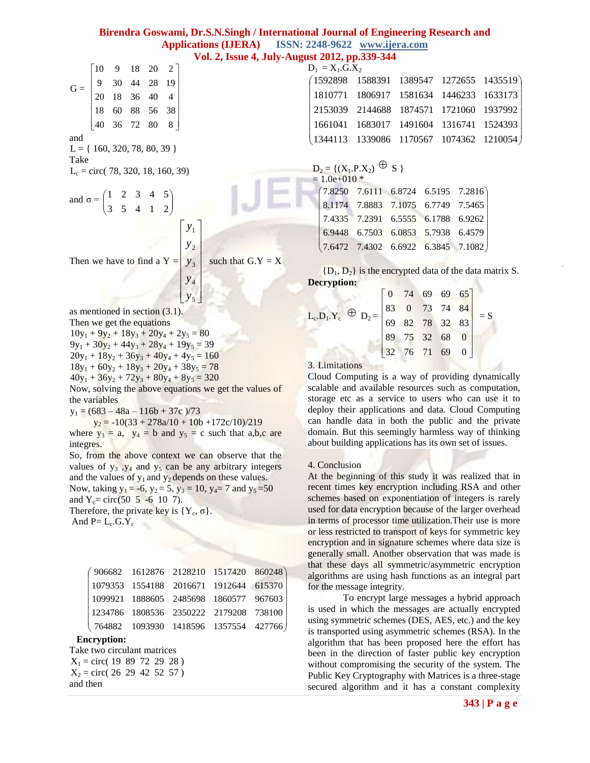$$G = \begin{bmatrix} 10 & 9 & 18 & 20 & 2 \\ 9 & 30 & 44 & 28 & 19 \\ 20 & 18 & 36 & 40 & 4 \\ 18 & 60 & 88 & 56 & 38 \\ 40 & 36 & 72 & 80 & 8 \end{bmatrix}$$

and

L = { 160, 320, 78, 80, 39 }

Take

$L_c$ = circ( 78, 320, 18, 160, 39)

and $\sigma = \begin{pmatrix} 1 & 2 & 3 & 4 & 5 \\ 3 & 5 & 4 & 1 & 2 \end{pmatrix}$

Then we have to find a $Y = \begin{bmatrix} y_1 \\ y_2 \\ y_3 \\ y_4 \\ y_5 \end{bmatrix}$ such that G.Y = X as mentioned in section (3.1).

Then we get the equations

$10y_1 + 9y_2 + 18y_3 + 20y_4 + 2y_5 = 80$
$9y_1 + 30y_2 + 44y_3 + 28y_4 + 19y_5 = 39$
$20y_1 + 18y_2 + 36y_3 + 40y_4 + 4y_5 = 160$
$18y_1 + 60y_2 + 18y_3 + 20y_4 + 38y_5 = 78$
$40y_1 + 36y_2 + 72y_3 + 80y_4 + 8y_5 = 320$

Now, solving the above equations we get the values of the variables

$y_1 = (683 – 48a – 116b + 37c )/73$

$y_2 = -10(33 + 278a/10 + 10b +172c/10)/219$

where $y_3 = a$, $y_4 = b$ and $y_5 = c$ such that a,b,c are integres.

So, from the above context we can observe that the values of $y_3$ ,$y_4$ and $y_5$ can be any arbitrary integers and the values of $y_1$ and $y_2$ depends on these values.

Now, taking $y_1 = -6$, $y_2 = 5$, $y_3 = 10$, $y_4 = 7$ and $y_5 = 50$ and $Y_c$= circ(50 5 -6 10 7).

Therefore, the private key is {$Y_c$, σ}.

And P= $L_c$.G.$Y_c$

$$\begin{pmatrix} 906682 & 1612876 & 2128210 & 1517420 & 860248 \\ 1079353 & 1554188 & 2016671 & 1912644 & 615370 \\ 1099921 & 1888605 & 2485698 & 1860577 & 967603 \\ 1234786 & 1808536 & 2350222 & 2179208 & 738100 \\ 764882 & 1093930 & 1418596 & 1357554 & 427766 \end{pmatrix}$$

**Encryption:**

Take two circulant matrices

$X_1$ = circ( 19 89 72 29 28 )

$X_2$ = circ( 26 29 42 52 57 )

and then

$D_1 = X_1.G.X_2$

$$\begin{pmatrix} 1592898 & 1588391 & 1389547 & 1272655 & 1435519 \\ 1810771 & 1806917 & 1581634 & 1446233 & 1633173 \\ 2153039 & 2144688 & 1874571 & 1721060 & 1937992 \\ 1661041 & 1683017 & 1491604 & 1316741 & 1524393 \\ 1344113 & 1339086 & 1170567 & 1074362 & 1210054 \end{pmatrix}$$

$D_2 = \{(X_1.P.X_2) \oplus S\}$

= 1.0e+010 *

$$\begin{pmatrix} 7.8250 & 7.6111 & 6.8724 & 6.5195 & 7.2816 \\ 8.1174 & 7.8883 & 7.1075 & 6.7749 & 7.5465 \\ 7.4335 & 7.2391 & 6.5555 & 6.1788 & 6.9262 \\ 6.9448 & 6.7503 & 6.0853 & 5.7938 & 6.4579 \\ 7.6472 & 7.4302 & 6.6922 & 6.3845 & 7.1082 \end{pmatrix}$$

{$D_1$, $D_2$} is the encrypted data of the data matrix S.

**Decryption:**

$$L_c.D_1.Y_c \oplus D_2 = \begin{bmatrix} 0 & 74 & 69 & 69 & 65 \\ 83 & 0 & 73 & 74 & 84 \\ 69 & 82 & 78 & 32 & 83 \\ 89 & 75 & 32 & 68 & 0 \\ 32 & 76 & 71 & 69 & 0 \end{bmatrix} = S$$

## 3. Limitations

Cloud Computing is a way of providing dynamically scalable and available resources such as computation, storage etc as a service to users who can use it to deploy their applications and data. Cloud Computing can handle data in both the public and the private domain. But this seemingly harmless way of thinking about building applications has its own set of issues.

## 4. Conclusion

At the beginning of this study it was realized that in recent times key encryption including RSA and other schemes based on exponentiation of integers is rarely used for data encryption because of the larger overhead in terms of processor time utilization.Their use is more or less restricted to transport of keys for symmetric key encryption and in signature schemes where data size is generally small. Another observation that was made is that these days all symmetric/asymmetric encryption algorithms are using hash functions as an integral part for the message integrity.

To encrypt large messages a hybrid approach is used in which the messages are actually encrypted using symmetric schemes (DES, AES, etc.) and the key is transported using asymmetric schemes (RSA). In the algorithm that has been proposed here the effort has been in the direction of faster public key encryption without compromising the security of the system. The Public Key Cryptography with Matrices is a three-stage secured algorithm and it has a constant complexity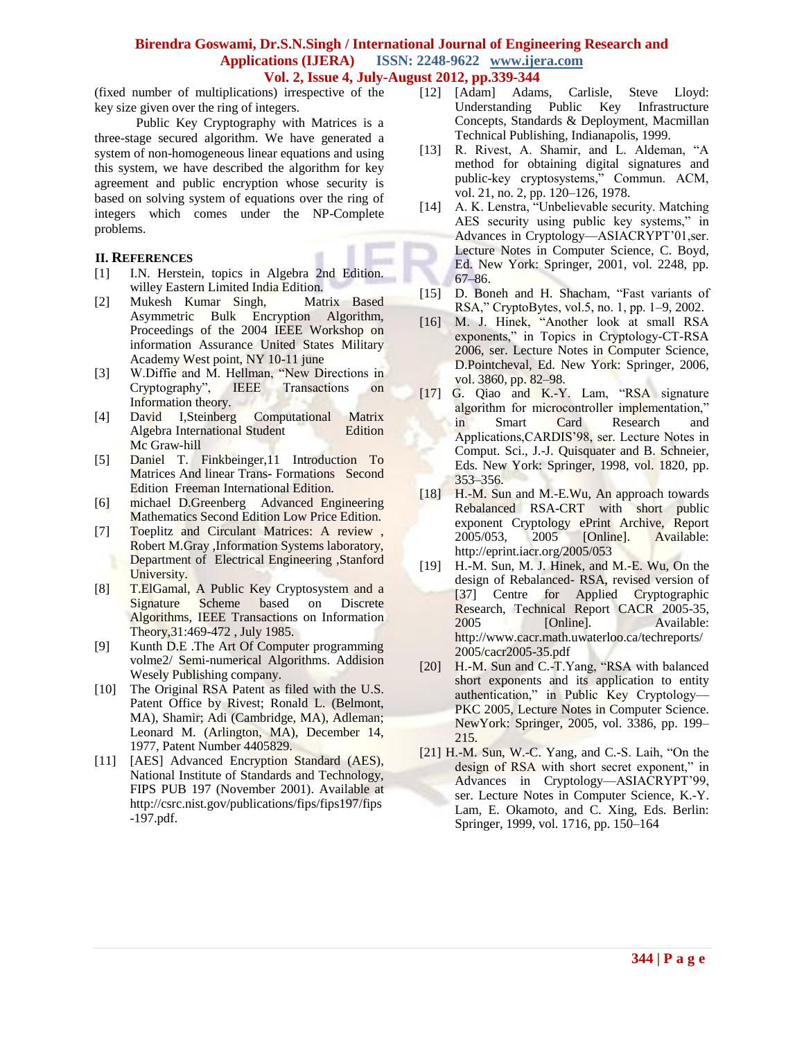(fixed number of multiplications) irrespective of the key size given over the ring of integers.

Public Key Cryptography with Matrices is a three-stage secured algorithm. We have generated a system of non-homogeneous linear equations and using this system, we have described the algorithm for key agreement and public encryption whose security is based on solving system of equations over the ring of integers which comes under the NP-Complete problems.

## II. REFERENCES

[1] I.N. Herstein, topics in Algebra 2nd Edition. willey Eastern Limited India Edition.

[2] Mukesh Kumar Singh, Matrix Based Asymmetric Bulk Encryption Algorithm, Proceedings of the 2004 IEEE Workshop on information Assurance United States Military Academy West point, NY 10-11 june

[3] W.Diffie and M. Hellman, "New Directions in Cryptography", IEEE Transactions on Information theory.

[4] David I,Steinberg Computational Matrix Algebra International Student Edition Mc Graw-hill

[5] Daniel T. Finkbeinger,11 Introduction To Matrices And linear Trans- Formations Second Edition Freeman International Edition.

[6] michael D.Greenberg Advanced Engineering Mathematics Second Edition Low Price Edition.

[7] Toeplitz and Circulant Matrices: A review , Robert M.Gray ,Information Systems laboratory, Department of Electrical Engineering ,Stanford University.

[8] T.ElGamal, A Public Key Cryptosystem and a Signature Scheme based on Discrete Algorithms, IEEE Transactions on Information Theory,31:469-472 , July 1985.

[9] Kunth D.E .The Art Of Computer programming volme2/ Semi-numerical Algorithms. Addision Wesely Publishing company.

[10] The Original RSA Patent as filed with the U.S. Patent Office by Rivest; Ronald L. (Belmont, MA), Shamir; Adi (Cambridge, MA), Adleman; Leonard M. (Arlington, MA), December 14, 1977, Patent Number 4405829.

[11] [AES] Advanced Encryption Standard (AES), National Institute of Standards and Technology, FIPS PUB 197 (November 2001). Available at http://csrc.nist.gov/publications/fips/fips197/fips-197.pdf.

[12] [Adam] Adams, Carlisle, Steve Lloyd: Understanding Public Key Infrastructure Concepts, Standards & Deployment, Macmillan Technical Publishing, Indianapolis, 1999.

[13] R. Rivest, A. Shamir, and L. Aldeman, "A method for obtaining digital signatures and public-key cryptosystems," Commun. ACM, vol. 21, no. 2, pp. 120–126, 1978.

[14] A. K. Lenstra, "Unbelievable security. Matching AES security using public key systems," in Advances in Cryptology—ASIACRYPT'01,ser. Lecture Notes in Computer Science, C. Boyd, Ed. New York: Springer, 2001, vol. 2248, pp. 67–86.

[15] D. Boneh and H. Shacham, "Fast variants of RSA," CryptoBytes, vol.5, no. 1, pp. 1–9, 2002.

[16] M. J. Hinek, "Another look at small RSA exponents," in Topics in Cryptology-CT-RSA 2006, ser. Lecture Notes in Computer Science, D.Pointcheval, Ed. New York: Springer, 2006, vol. 3860, pp. 82–98.

[17] G. Qiao and K.-Y. Lam, "RSA signature algorithm for microcontroller implementation," in Smart Card Research and Applications,CARDIS'98, ser. Lecture Notes in Comput. Sci., J.-J. Quisquater and B. Schneier, Eds. New York: Springer, 1998, vol. 1820, pp. 353–356.

[18] H.-M. Sun and M.-E.Wu, An approach towards Rebalanced RSA-CRT with short public exponent Cryptology ePrint Archive, Report 2005/053, 2005 [Online]. Available: http://eprint.iacr.org/2005/053

[19] H.-M. Sun, M. J. Hinek, and M.-E. Wu, On the design of Rebalanced- RSA, revised version of [37] Centre for Applied Cryptographic Research, Technical Report CACR 2005-35, 2005 [Online]. Available: http://www.cacr.math.uwaterloo.ca/techreports/2005/cacr2005-35.pdf

[20] H.-M. Sun and C.-T.Yang, "RSA with balanced short exponents and its application to entity authentication," in Public Key Cryptology—PKC 2005, Lecture Notes in Computer Science. NewYork: Springer, 2005, vol. 3386, pp. 199–215.

[21] H.-M. Sun, W.-C. Yang, and C.-S. Laih, "On the design of RSA with short secret exponent," in Advances in Cryptology—ASIACRYPT'99, ser. Lecture Notes in Computer Science, K.-Y. Lam, E. Okamoto, and C. Xing, Eds. Berlin: Springer, 1999, vol. 1716, pp. 150–164